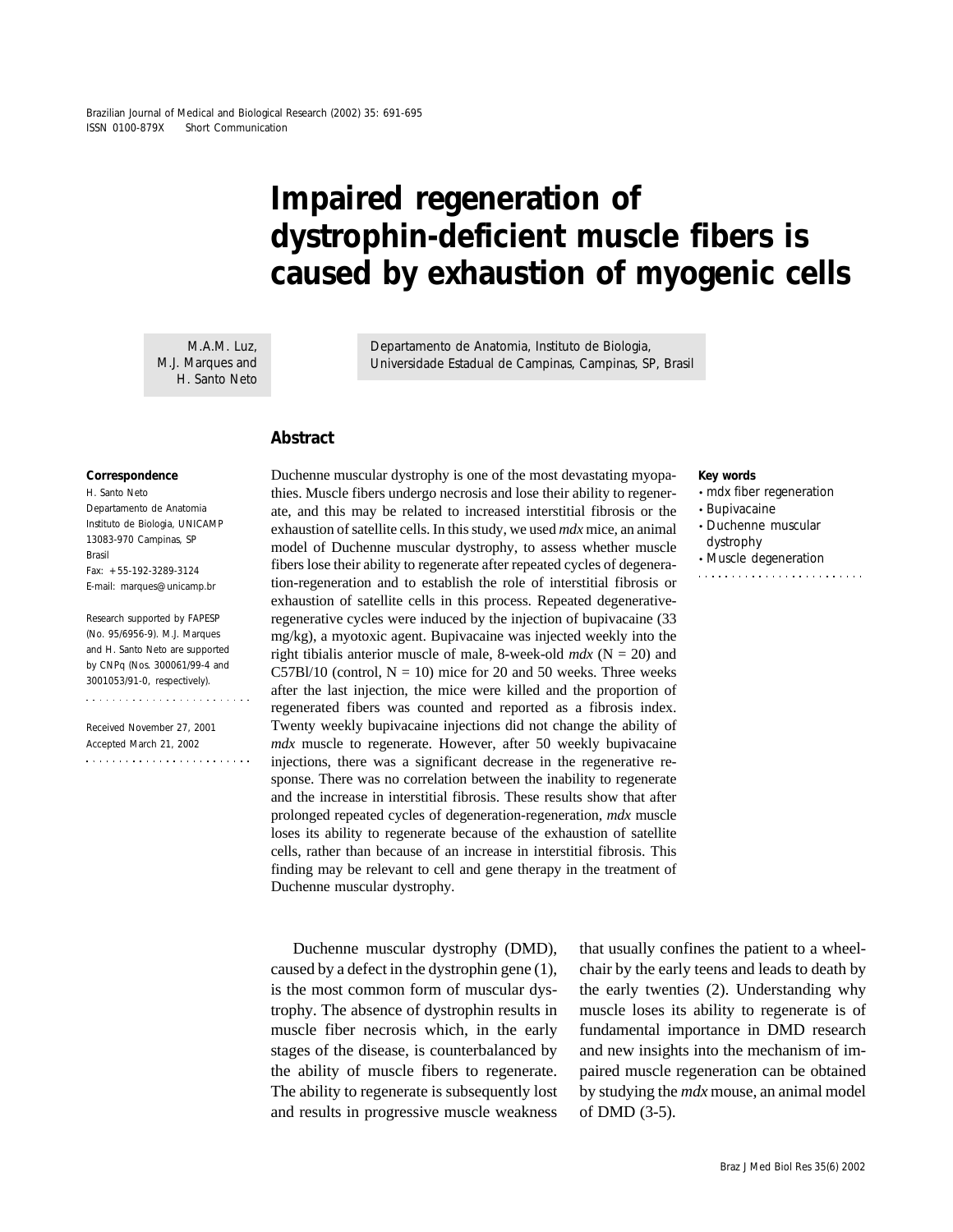Brazilian Journal of Medical and Biological Research (2002) 35: 691-695
ISSN 0100-879X Short Communication

# Impaired regeneration of dystrophin-deficient muscle fibers is caused by exhaustion of myogenic cells

M.A.M. Luz, M.J. Marques and H. Santo Neto

Departamento de Anatomia, Instituto de Biologia, Universidade Estadual de Campinas, Campinas, SP, Brasil

## Abstract

Duchenne muscular dystrophy is one of the most devastating myopathies. Muscle fibers undergo necrosis and lose their ability to regenerate, and this may be related to increased interstitial fibrosis or the exhaustion of satellite cells. In this study, we used *mdx* mice, an animal model of Duchenne muscular dystrophy, to assess whether muscle fibers lose their ability to regenerate after repeated cycles of degeneration-regeneration and to establish the role of interstitial fibrosis or exhaustion of satellite cells in this process. Repeated degenerative-regenerative cycles were induced by the injection of bupivacaine (33 mg/kg), a myotoxic agent. Bupivacaine was injected weekly into the right tibialis anterior muscle of male, 8-week-old *mdx* (N = 20) and C57Bl/10 (control, N = 10) mice for 20 and 50 weeks. Three weeks after the last injection, the mice were killed and the proportion of regenerated fibers was counted and reported as a fibrosis index. Twenty weekly bupivacaine injections did not change the ability of *mdx* muscle to regenerate. However, after 50 weekly bupivacaine injections, there was a significant decrease in the regenerative response. There was no correlation between the inability to regenerate and the increase in interstitial fibrosis. These results show that after prolonged repeated cycles of degeneration-regeneration, *mdx* muscle loses its ability to regenerate because of the exhaustion of satellite cells, rather than because of an increase in interstitial fibrosis. This finding may be relevant to cell and gene therapy in the treatment of Duchenne muscular dystrophy.

**Key words**
- mdx fiber regeneration
- Bupivacaine
- Duchenne muscular dystrophy
- Muscle degeneration

**Correspondence**
H. Santo Neto
Departamento de Anatomia
Instituto de Biologia, UNICAMP
13083-970 Campinas, SP
Brasil
Fax: +55-192-3289-3124
E-mail: marques@unicamp.br

Research supported by FAPESP (No. 95/6956-9). M.J. Marques and H. Santo Neto are supported by CNPq (Nos. 300061/99-4 and 3001053/91-0, respectively).

Received November 27, 2001
Accepted March 21, 2002

Duchenne muscular dystrophy (DMD), caused by a defect in the dystrophin gene (1), is the most common form of muscular dystrophy. The absence of dystrophin results in muscle fiber necrosis which, in the early stages of the disease, is counterbalanced by the ability of muscle fibers to regenerate. The ability to regenerate is subsequently lost and results in progressive muscle weakness that usually confines the patient to a wheelchair by the early teens and leads to death by the early twenties (2). Understanding why muscle loses its ability to regenerate is of fundamental importance in DMD research and new insights into the mechanism of impaired muscle regeneration can be obtained by studying the *mdx* mouse, an animal model of DMD (3-5).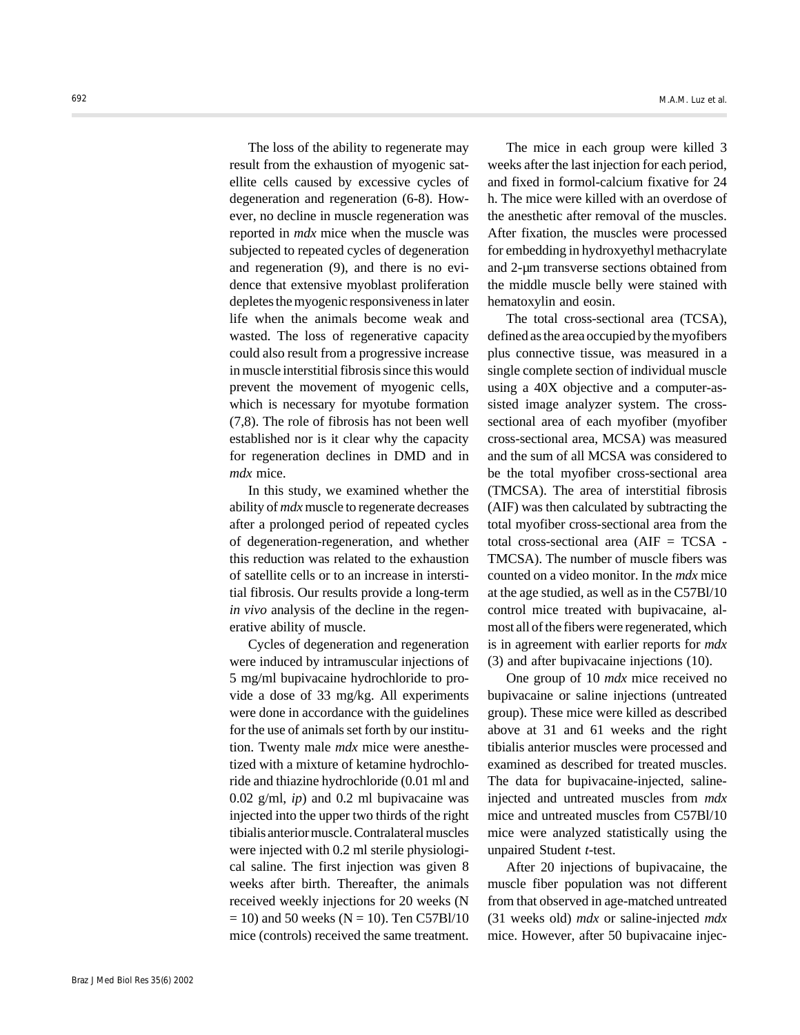The loss of the ability to regenerate may result from the exhaustion of myogenic satellite cells caused by excessive cycles of degeneration and regeneration (6-8). However, no decline in muscle regeneration was reported in *mdx* mice when the muscle was subjected to repeated cycles of degeneration and regeneration (9), and there is no evidence that extensive myoblast proliferation depletes the myogenic responsiveness in later life when the animals become weak and wasted. The loss of regenerative capacity could also result from a progressive increase in muscle interstitial fibrosis since this would prevent the movement of myogenic cells, which is necessary for myotube formation (7,8). The role of fibrosis has not been well established nor is it clear why the capacity for regeneration declines in DMD and in *mdx* mice.

In this study, we examined whether the ability of *mdx* muscle to regenerate decreases after a prolonged period of repeated cycles of degeneration-regeneration, and whether this reduction was related to the exhaustion of satellite cells or to an increase in interstitial fibrosis. Our results provide a long-term *in vivo* analysis of the decline in the regenerative ability of muscle.

Cycles of degeneration and regeneration were induced by intramuscular injections of 5 mg/ml bupivacaine hydrochloride to provide a dose of 33 mg/kg. All experiments were done in accordance with the guidelines for the use of animals set forth by our institution. Twenty male *mdx* mice were anesthetized with a mixture of ketamine hydrochloride and thiazine hydrochloride (0.01 ml and 0.02 g/ml, *ip*) and 0.2 ml bupivacaine was injected into the upper two thirds of the right tibialis anterior muscle. Contralateral muscles were injected with 0.2 ml sterile physiological saline. The first injection was given 8 weeks after birth. Thereafter, the animals received weekly injections for 20 weeks (N = 10) and 50 weeks (N = 10). Ten C57Bl/10 mice (controls) received the same treatment.

The mice in each group were killed 3 weeks after the last injection for each period, and fixed in formol-calcium fixative for 24 h. The mice were killed with an overdose of the anesthetic after removal of the muscles. After fixation, the muscles were processed for embedding in hydroxyethyl methacrylate and 2-µm transverse sections obtained from the middle muscle belly were stained with hematoxylin and eosin.

The total cross-sectional area (TCSA), defined as the area occupied by the myofibers plus connective tissue, was measured in a single complete section of individual muscle using a 40X objective and a computer-assisted image analyzer system. The cross-sectional area of each myofiber (myofiber cross-sectional area, MCSA) was measured and the sum of all MCSA was considered to be the total myofiber cross-sectional area (TMCSA). The area of interstitial fibrosis (AIF) was then calculated by subtracting the total myofiber cross-sectional area from the total cross-sectional area (AIF = TCSA - TMCSA). The number of muscle fibers was counted on a video monitor. In the *mdx* mice at the age studied, as well as in the C57Bl/10 control mice treated with bupivacaine, almost all of the fibers were regenerated, which is in agreement with earlier reports for *mdx* (3) and after bupivacaine injections (10).

One group of 10 *mdx* mice received no bupivacaine or saline injections (untreated group). These mice were killed as described above at 31 and 61 weeks and the right tibialis anterior muscles were processed and examined as described for treated muscles. The data for bupivacaine-injected, saline-injected and untreated muscles from *mdx* mice and untreated muscles from C57Bl/10 mice were analyzed statistically using the unpaired Student *t*-test.

After 20 injections of bupivacaine, the muscle fiber population was not different from that observed in age-matched untreated (31 weeks old) *mdx* or saline-injected *mdx* mice. However, after 50 bupivacaine injec-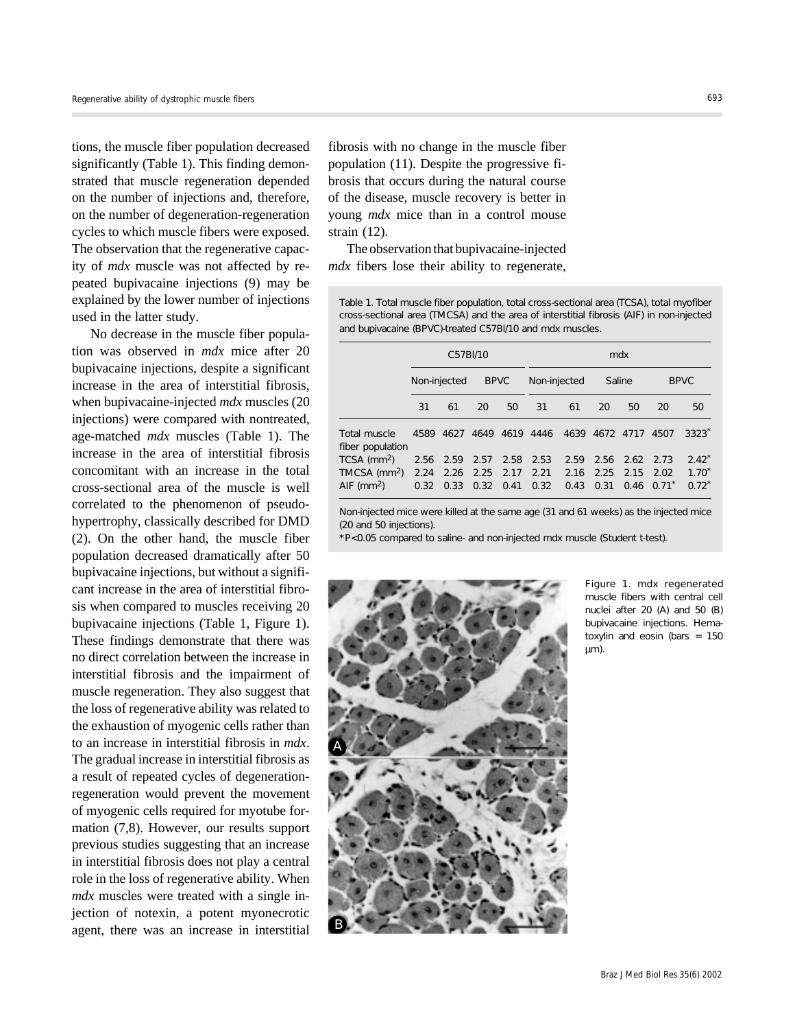tions, the muscle fiber population decreased significantly (Table 1). This finding demonstrated that muscle regeneration depended on the number of injections and, therefore, on the number of degeneration-regeneration cycles to which muscle fibers were exposed. The observation that the regenerative capacity of *mdx* muscle was not affected by repeated bupivacaine injections (9) may be explained by the lower number of injections used in the latter study.

No decrease in the muscle fiber population was observed in *mdx* mice after 20 bupivacaine injections, despite a significant increase in the area of interstitial fibrosis, when bupivacaine-injected *mdx* muscles (20 injections) were compared with nontreated, age-matched *mdx* muscles (Table 1). The increase in the area of interstitial fibrosis concomitant with an increase in the total cross-sectional area of the muscle is well correlated to the phenomenon of pseudo-hypertrophy, classically described for DMD (2). On the other hand, the muscle fiber population decreased dramatically after 50 bupivacaine injections, but without a significant increase in the area of interstitial fibrosis when compared to muscles receiving 20 bupivacaine injections (Table 1, Figure 1). These findings demonstrate that there was no direct correlation between the increase in interstitial fibrosis and the impairment of muscle regeneration. They also suggest that the loss of regenerative ability was related to the exhaustion of myogenic cells rather than to an increase in interstitial fibrosis in *mdx*. The gradual increase in interstitial fibrosis as a result of repeated cycles of degeneration-regeneration would prevent the movement of myogenic cells required for myotube formation (7,8). However, our results support previous studies suggesting that an increase in interstitial fibrosis does not play a central role in the loss of regenerative ability. When *mdx* muscles were treated with a single injection of notexin, a potent myonecrotic agent, there was an increase in interstitial fibrosis with no change in the muscle fiber population (11). Despite the progressive fibrosis that occurs during the natural course of the disease, muscle recovery is better in young *mdx* mice than in a control mouse strain (12).

The observation that bupivacaine-injected *mdx* fibers lose their ability to regenerate,

Table 1. Total muscle fiber population, total cross-sectional area (TCSA), total myofiber cross-sectional area (TMCSA) and the area of interstitial fibrosis (AIF) in non-injected and bupivacaine (BPVC)-treated C57Bl/10 and mdx muscles.

| | C57Bl/10 | | | | mdx | | | | | |
|---|---|---|---|---|---|---|---|---|---|---|
| | Non-injected | | BPVC | | Non-injected | | Saline | | BPVC | |
| | 31 | 61 | 20 | 50 | 31 | 61 | 20 | 50 | 20 | 50 |
| Total muscle fiber population | 4589 | 4627 | 4649 | 4619 | 4446 | 4639 | 4672 | 4717 | 4507 | 3323* |
| TCSA ($mm^2$) | 2.56 | 2.59 | 2.57 | 2.58 | 2.53 | 2.59 | 2.56 | 2.62 | 2.73 | 2.42* |
| TMCSA ($mm^2$) | 2.24 | 2.26 | 2.25 | 2.17 | 2.21 | 2.16 | 2.25 | 2.15 | 2.02 | 1.70* |
| AIF ($mm^2$) | 0.32 | 0.33 | 0.32 | 0.41 | 0.32 | 0.43 | 0.31 | 0.46 | 0.71* | 0.72* |

Non-injected mice were killed at the same age (31 and 61 weeks) as the injected mice (20 and 50 injections).

*$P<0.05$ compared to saline- and non-injected mdx muscle (Student t-test).

Figure 1. mdx regenerated muscle fibers with central cell nuclei after 20 (A) and 50 (B) bupivacaine injections. Hematoxylin and eosin (bars = 150 µm).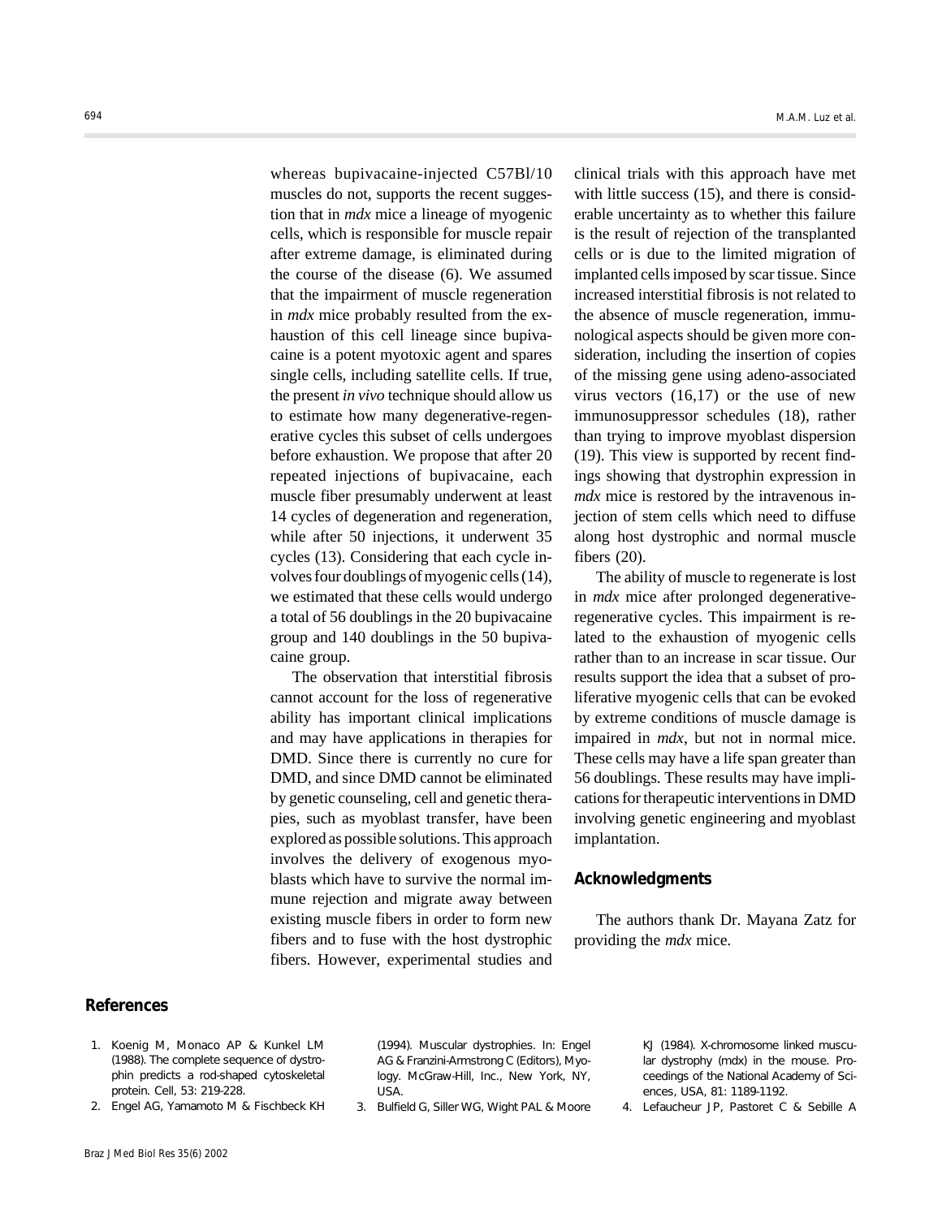whereas bupivacaine-injected C57Bl/10 muscles do not, supports the recent suggestion that in *mdx* mice a lineage of myogenic cells, which is responsible for muscle repair after extreme damage, is eliminated during the course of the disease (6). We assumed that the impairment of muscle regeneration in *mdx* mice probably resulted from the exhaustion of this cell lineage since bupivacaine is a potent myotoxic agent and spares single cells, including satellite cells. If true, the present *in vivo* technique should allow us to estimate how many degenerative-regenerative cycles this subset of cells undergoes before exhaustion. We propose that after 20 repeated injections of bupivacaine, each muscle fiber presumably underwent at least 14 cycles of degeneration and regeneration, while after 50 injections, it underwent 35 cycles (13). Considering that each cycle involves four doublings of myogenic cells (14), we estimated that these cells would undergo a total of 56 doublings in the 20 bupivacaine group and 140 doublings in the 50 bupivacaine group.

The observation that interstitial fibrosis cannot account for the loss of regenerative ability has important clinical implications and may have applications in therapies for DMD. Since there is currently no cure for DMD, and since DMD cannot be eliminated by genetic counseling, cell and genetic therapies, such as myoblast transfer, have been explored as possible solutions. This approach involves the delivery of exogenous myoblasts which have to survive the normal immune rejection and migrate away between existing muscle fibers in order to form new fibers and to fuse with the host dystrophic fibers. However, experimental studies and clinical trials with this approach have met with little success (15), and there is considerable uncertainty as to whether this failure is the result of rejection of the transplanted cells or is due to the limited migration of implanted cells imposed by scar tissue. Since increased interstitial fibrosis is not related to the absence of muscle regeneration, immunological aspects should be given more consideration, including the insertion of copies of the missing gene using adeno-associated virus vectors (16,17) or the use of new immunosuppressor schedules (18), rather than trying to improve myoblast dispersion (19). This view is supported by recent findings showing that dystrophin expression in *mdx* mice is restored by the intravenous injection of stem cells which need to diffuse along host dystrophic and normal muscle fibers (20).

The ability of muscle to regenerate is lost in *mdx* mice after prolonged degenerative-regenerative cycles. This impairment is related to the exhaustion of myogenic cells rather than to an increase in scar tissue. Our results support the idea that a subset of proliferative myogenic cells that can be evoked by extreme conditions of muscle damage is impaired in *mdx*, but not in normal mice. These cells may have a life span greater than 56 doublings. These results may have implications for therapeutic interventions in DMD involving genetic engineering and myoblast implantation.

## Acknowledgments

The authors thank Dr. Mayana Zatz for providing the *mdx* mice.

## References

1. Koenig M, Monaco AP & Kunkel LM (1988). The complete sequence of dystrophin predicts a rod-shaped cytoskeletal protein. Cell, 53: 219-228.
2. Engel AG, Yamamoto M & Fischbeck KH (1994). Muscular dystrophies. In: Engel AG & Franzini-Armstrong C (Editors), Myology. McGraw-Hill, Inc., New York, NY, USA.
3. Bulfield G, Siller WG, Wight PAL & Moore KJ (1984). X-chromosome linked muscular dystrophy (mdx) in the mouse. Proceedings of the National Academy of Sciences, USA, 81: 1189-1192.
4. Lefaucheur JP, Pastoret C & Sebille A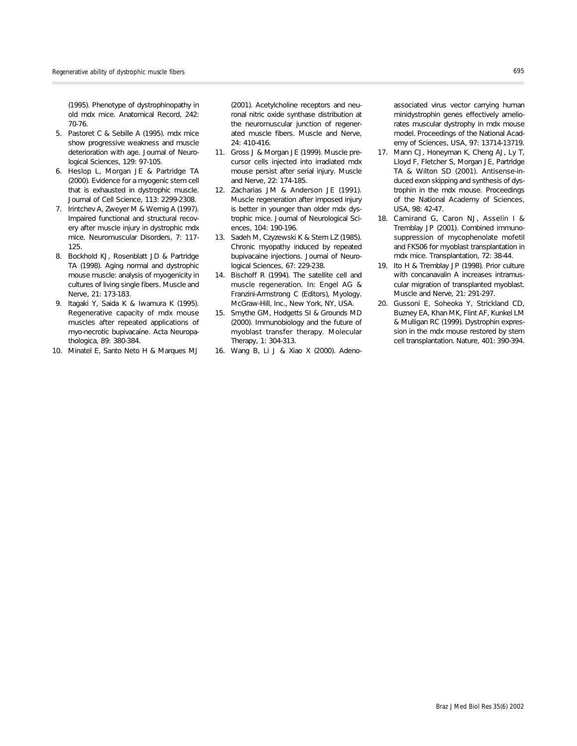(1995). Phenotype of dystrophinopathy in old mdx mice. Anatomical Record, 242: 70-76.

5. Pastoret C & Sebille A (1995). mdx mice show progressive weakness and muscle deterioration with age. Journal of Neurological Sciences, 129: 97-105.
6. Heslop L, Morgan JE & Partridge TA (2000). Evidence for a myogenic stem cell that is exhausted in dystrophic muscle. Journal of Cell Science, 113: 2299-2308.
7. Irintchev A, Zweyer M & Wernig A (1997). Impaired functional and structural recovery after muscle injury in dystrophic mdx mice. Neuromuscular Disorders, 7: 117-125.
8. Bockhold KJ, Rosenblatt JD & Partridge TA (1998). Aging normal and dystrophic mouse muscle: analysis of myogenicity in cultures of living single fibers. Muscle and Nerve, 21: 173-183.
9. Itagaki Y, Saida K & Iwamura K (1995). Regenerative capacity of mdx mouse muscles after repeated applications of myo-necrotic bupivacaine. Acta Neuropathologica, 89: 380-384.
10. Minatel E, Santo Neto H & Marques MJ (2001). Acetylcholine receptors and neuronal nitric oxide synthase distribution at the neuromuscular junction of regenerated muscle fibers. Muscle and Nerve, 24: 410-416.
11. Gross J & Morgan JE (1999). Muscle precursor cells injected into irradiated mdx mouse persist after serial injury. Muscle and Nerve, 22: 174-185.
12. Zacharias JM & Anderson JE (1991). Muscle regeneration after imposed injury is better in younger than older mdx dystrophic mice. Journal of Neurological Sciences, 104: 190-196.
13. Sadeh M, Czyzewski K & Stern LZ (1985). Chronic myopathy induced by repeated bupivacaine injections. Journal of Neurological Sciences, 67: 229-238.
14. Bischoff R (1994). The satellite cell and muscle regeneration. In: Engel AG & Franzini-Armstrong C (Editors), Myology. McGraw-Hill, Inc., New York, NY, USA.
15. Smythe GM, Hodgetts SI & Grounds MD (2000). Immunobiology and the future of myoblast transfer therapy. Molecular Therapy, 1: 304-313.
16. Wang B, Li J & Xiao X (2000). Adeno-associated virus vector carrying human minidystrophin genes effectively ameliorates muscular dystrophy in mdx mouse model. Proceedings of the National Academy of Sciences, USA, 97: 13714-13719.
17. Mann CJ, Honeyman K, Cheng AJ, Ly T, Lloyd F, Fletcher S, Morgan JE, Partridge TA & Wilton SD (2001). Antisense-induced exon skipping and synthesis of dystrophin in the mdx mouse. Proceedings of the National Academy of Sciences, USA, 98: 42-47.
18. Camirand G, Caron NJ, Asselin I & Tremblay JP (2001). Combined immunosuppression of mycophenolate mofetil and FK506 for myoblast transplantation in mdx mice. Transplantation, 72: 38-44.
19. Ito H & Tremblay JP (1998). Prior culture with concanavalin A increases intramuscular migration of transplanted myoblast. Muscle and Nerve, 21: 291-297.
20. Gussoni E, Soheoka Y, Strickland CD, Buzney EA, Khan MK, Flint AF, Kunkel LM & Mulligan RC (1999). Dystrophin expression in the mdx mouse restored by stem cell transplantation. Nature, 401: 390-394.